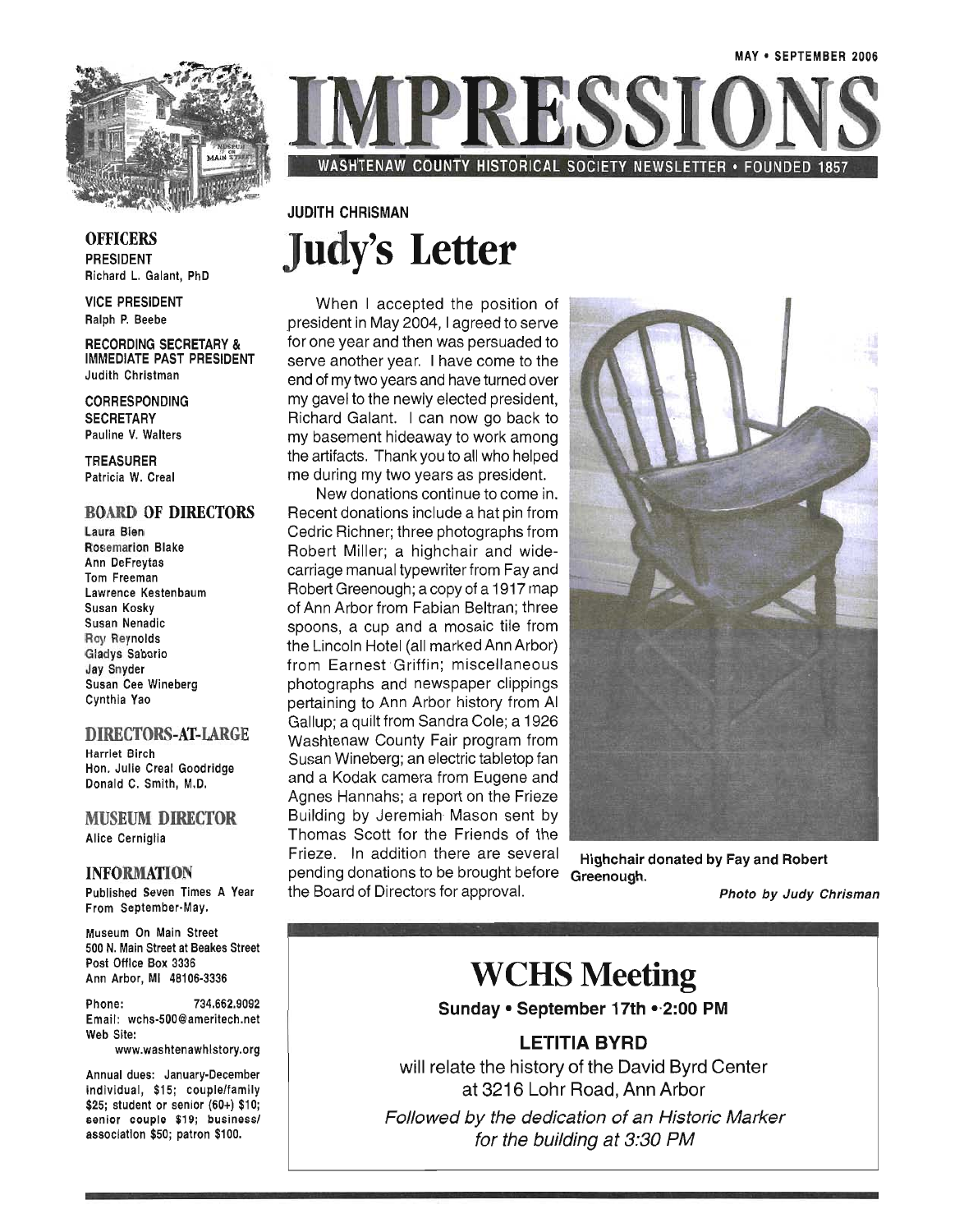MAY • SEPTEMBER 2006

# IMPRESSIONS

WASHTENAW COUNTY HISTORICAL SOCIETY NEWSLETTER • FOUNDED 1857

**OFFICERS**

PRESIDENT
Richard L. Galant, PhD

VICE PRESIDENT
Ralph P. Beebe

RECORDING SECRETARY & IMMEDIATE PAST PRESIDENT
Judith Chrisman

CORRESPONDING SECRETARY
Pauline V. Walters

TREASURER
Patricia W. Creal

**BOARD OF DIRECTORS**

Laura Bien
Rosemarion Blake
Ann DeFreytas
Tom Freeman
Lawrence Kestenbaum
Susan Kosky
Susan Nenadic
Roy Reynolds
Gladys Saborio
Jay Snyder
Susan Cee Wineberg
Cynthia Yao

**DIRECTORS-AT-LARGE**

Harriet Birch
Hon. Julie Creal Goodridge
Donald C. Smith, M.D.

**MUSEUM DIRECTOR**

Alice Cerniglia

**INFORMATION**

Published Seven Times A Year From September-May.

Museum On Main Street
500 N. Main Street at Beakes Street
Post Office Box 3336
Ann Arbor, MI 48106-3336

Phone: 734.662.9092
Email: wchs-500@ameritech.net
Web Site: www.washtenawhistory.org

Annual dues: January-December individual, $15; couple/family $25; student or senior (60+) $10; senior couple $19; business/association $50; patron $100.

JUDITH CHRISMAN

## Judy's Letter

When I accepted the position of president in May 2004, I agreed to serve for one year and then was persuaded to serve another year. I have come to the end of my two years and have turned over my gavel to the newly elected president, Richard Galant. I can now go back to my basement hideaway to work among the artifacts. Thank you to all who helped me during my two years as president.

New donations continue to come in. Recent donations include a hat pin from Cedric Richner; three photographs from Robert Miller; a highchair and wide-carriage manual typewriter from Fay and Robert Greenough; a copy of a 1917 map of Ann Arbor from Fabian Beltran; three spoons, a cup and a mosaic tile from the Lincoln Hotel (all marked Ann Arbor) from Earnest Griffin; miscellaneous photographs and newspaper clippings pertaining to Ann Arbor history from Al Gallup; a quilt from Sandra Cole; a 1926 Washtenaw County Fair program from Susan Wineberg; an electric tabletop fan and a Kodak camera from Eugene and Agnes Hannahs; a report on the Frieze Building by Jeremiah Mason sent by Thomas Scott for the Friends of the Frieze. In addition there are several pending donations to be brought before the Board of Directors for approval.

Highchair donated by Fay and Robert Greenough.

*Photo by Judy Chrisman*

## WCHS Meeting

**Sunday • September 17th • 2:00 PM**

**LETITIA BYRD**

will relate the history of the David Byrd Center at 3216 Lohr Road, Ann Arbor

*Followed by the dedication of an Historic Marker for the building at 3:30 PM*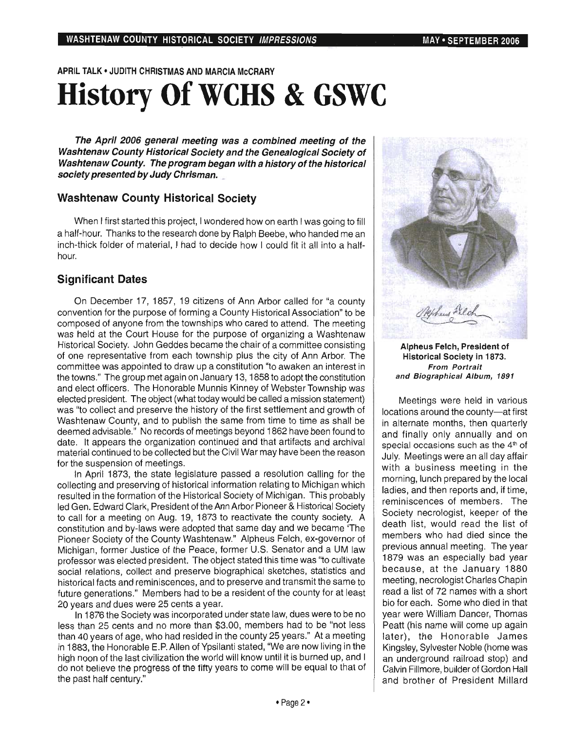APRIL TALK • JUDITH CHRISTMAS AND MARCIA McCRARY

# History Of WCHS & GSWC

***The April 2006 general meeting was a combined meeting of the Washtenaw County Historical Society and the Genealogical Society of Washtenaw County. The program began with a history of the historical society presented by Judy Chrisman.***

## Washtenaw County Historical Society

When I first started this project, I wondered how on earth I was going to fill a half-hour. Thanks to the research done by Ralph Beebe, who handed me an inch-thick folder of material, I had to decide how I could fit it all into a half-hour.

## Significant Dates

On December 17, 1857, 19 citizens of Ann Arbor called for "a county convention for the purpose of forming a County Historical Association" to be composed of anyone from the townships who cared to attend. The meeting was held at the Court House for the purpose of organizing a Washtenaw Historical Society. John Geddes became the chair of a committee consisting of one representative from each township plus the city of Ann Arbor. The committee was appointed to draw up a constitution "to awaken an interest in the towns." The group met again on January 13, 1858 to adopt the constitution and elect officers. The Honorable Munnis Kinney of Webster Township was elected president. The object (what today would be called a mission statement) was "to collect and preserve the history of the first settlement and growth of Washtenaw County, and to publish the same from time to time as shall be deemed advisable." No records of meetings beyond 1862 have been found to date. It appears the organization continued and that artifacts and archival material continued to be collected but the Civil War may have been the reason for the suspension of meetings.

In April 1873, the state legislature passed a resolution calling for the collecting and preserving of historical information relating to Michigan which resulted in the formation of the Historical Society of Michigan. This probably led Gen. Edward Clark, President of the Ann Arbor Pioneer & Historical Society to call for a meeting on Aug. 19, 1873 to reactivate the county society. A constitution and by-laws were adopted that same day and we became 'The Pioneer Society of the County Washtenaw." Alpheus Felch, ex-governor of Michigan, former Justice of the Peace, former U.S. Senator and a UM law professor was elected president. The object stated this time was "to cultivate social relations, collect and preserve biographical sketches, statistics and historical facts and reminiscences, and to preserve and transmit the same to future generations." Members had to be a resident of the county for at least 20 years and dues were 25 cents a year.

In 1876 the Society was incorporated under state law, dues were to be no less than 25 cents and no more than $3.00, members had to be "not less than 40 years of age, who had resided in the county 25 years." At a meeting in 1883, the Honorable E.P. Allen of Ypsilanti stated, "We are now living in the high noon of the last civilization the world will know until it is burned up, and I do not believe the progress of the fifty years to come will be equal to that of the past half century."

**Alpheus Felch, President of Historical Society in 1873.**
***From Portrait and Biographical Album, 1891***

Meetings were held in various locations around the county—at first in alternate months, then quarterly and finally only annually and on special occasions such as the 4th of July. Meetings were an all day affair with a business meeting in the morning, lunch prepared by the local ladies, and then reports and, if time, reminiscences of members. The Society necrologist, keeper of the death list, would read the list of members who had died since the previous annual meeting. The year 1879 was an especially bad year because, at the January 1880 meeting, necrologist Charles Chapin read a list of 72 names with a short bio for each. Some who died in that year were William Dancer, Thomas Peatt (his name will come up again later), the Honorable James Kingsley, Sylvester Noble (home was an underground railroad stop) and Calvin Fillmore, builder of Gordon Hall and brother of President Millard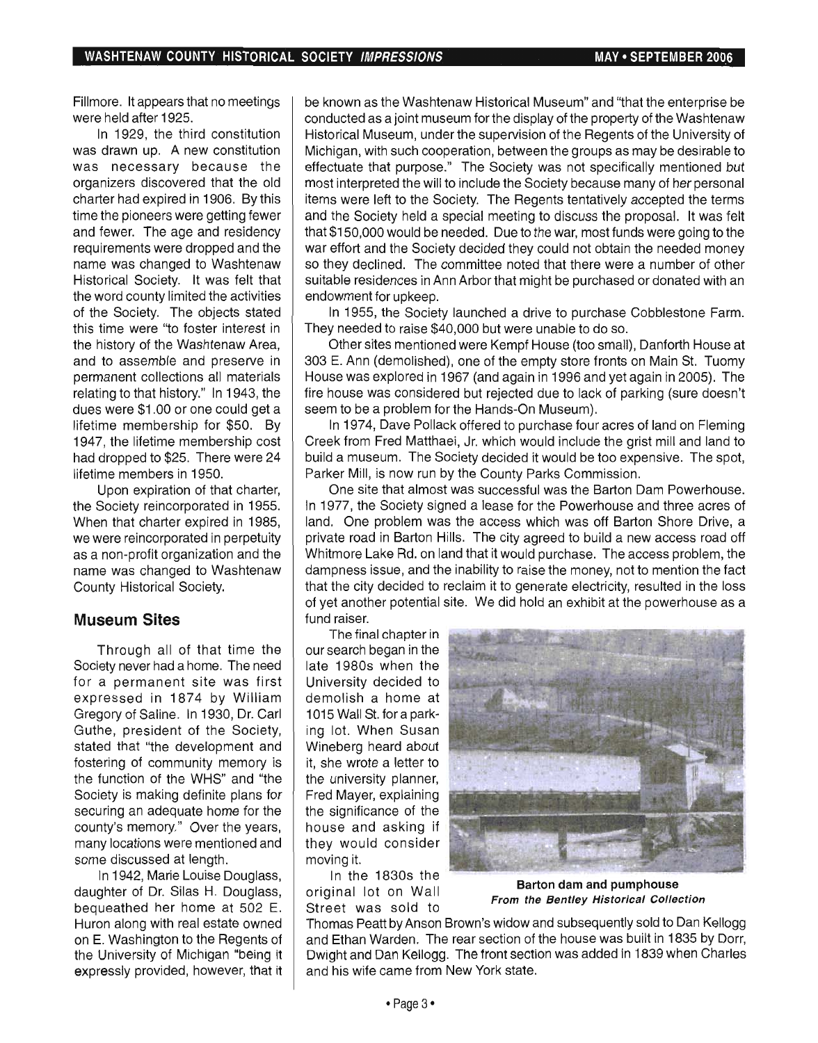Fillmore. It appears that no meetings were held after 1925.

In 1929, the third constitution was drawn up. A new constitution was necessary because the organizers discovered that the old charter had expired in 1906. By this time the pioneers were getting fewer and fewer. The age and residency requirements were dropped and the name was changed to Washtenaw Historical Society. It was felt that the word county limited the activities of the Society. The objects stated this time were "to foster interest in the history of the Washtenaw Area, and to assemble and preserve in permanent collections all materials relating to that history." In 1943, the dues were $1.00 or one could get a lifetime membership for $50. By 1947, the lifetime membership cost had dropped to $25. There were 24 lifetime members in 1950.

Upon expiration of that charter, the Society reincorporated in 1955. When that charter expired in 1985, we were reincorporated in perpetuity as a non-profit organization and the name was changed to Washtenaw County Historical Society.

## Museum Sites

Through all of that time the Society never had a home. The need for a permanent site was first expressed in 1874 by William Gregory of Saline. In 1930, Dr. Carl Guthe, president of the Society, stated that "the development and fostering of community memory is the function of the WHS" and "the Society is making definite plans for securing an adequate home for the county's memory." Over the years, many locations were mentioned and some discussed at length.

In 1942, Marie Louise Douglass, daughter of Dr. Silas H. Douglass, bequeathed her home at 502 E. Huron along with real estate owned on E. Washington to the Regents of the University of Michigan "being it expressly provided, however, that it be known as the Washtenaw Historical Museum" and "that the enterprise be conducted as a joint museum for the display of the property of the Washtenaw Historical Museum, under the supervision of the Regents of the University of Michigan, with such cooperation, between the groups as may be desirable to effectuate that purpose." The Society was not specifically mentioned but most interpreted the will to include the Society because many of her personal items were left to the Society. The Regents tentatively accepted the terms and the Society held a special meeting to discuss the proposal. It was felt that $150,000 would be needed. Due to the war, most funds were going to the war effort and the Society decided they could not obtain the needed money so they declined. The committee noted that there were a number of other suitable residences in Ann Arbor that might be purchased or donated with an endowment for upkeep.

In 1955, the Society launched a drive to purchase Cobblestone Farm. They needed to raise $40,000 but were unable to do so.

Other sites mentioned were Kempf House (too small), Danforth House at 303 E. Ann (demolished), one of the empty store fronts on Main St. Tuomy House was explored in 1967 (and again in 1996 and yet again in 2005). The fire house was considered but rejected due to lack of parking (sure doesn't seem to be a problem for the Hands-On Museum).

In 1974, Dave Pollack offered to purchase four acres of land on Fleming Creek from Fred Matthaei, Jr. which would include the grist mill and land to build a museum. The Society decided it would be too expensive. The spot, Parker Mill, is now run by the County Parks Commission.

One site that almost was successful was the Barton Dam Powerhouse. In 1977, the Society signed a lease for the Powerhouse and three acres of land. One problem was the access which was off Barton Shore Drive, a private road in Barton Hills. The city agreed to build a new access road off Whitmore Lake Rd. on land that it would purchase. The access problem, the dampness issue, and the inability to raise the money, not to mention the fact that the city decided to reclaim it to generate electricity, resulted in the loss of yet another potential site. We did hold an exhibit at the powerhouse as a fund raiser.

The final chapter in our search began in the late 1980s when the University decided to demolish a home at 1015 Wall St. for a parking lot. When Susan Wineberg heard about it, she wrote a letter to the university planner, Fred Mayer, explaining the significance of the house and asking if they would consider moving it.

**Barton dam and pumphouse**
***From the Bentley Historical Collection***

In the 1830s the original lot on Wall Street was sold to Thomas Peatt by Anson Brown's widow and subsequently sold to Dan Kellogg and Ethan Warden. The rear section of the house was built in 1835 by Dorr, Dwight and Dan Kellogg. The front section was added in 1839 when Charles and his wife came from New York state.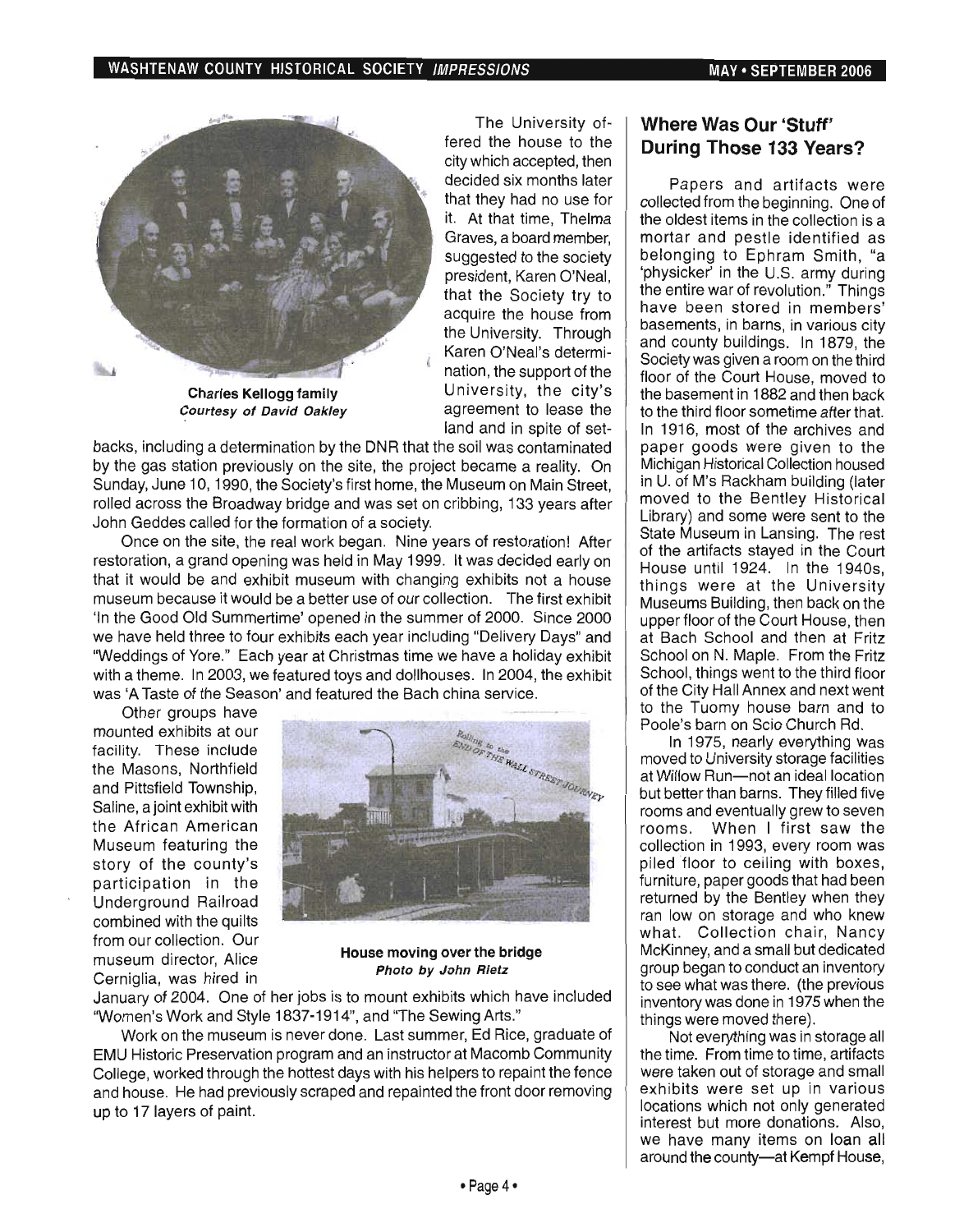The University offered the house to the city which accepted, then decided six months later that they had no use for it. At that time, Thelma Graves, a board member, suggested to the society president, Karen O'Neal, that the Society try to acquire the house from the University. Through Karen O'Neal's determination, the support of the University, the city's agreement to lease the land and in spite of setbacks, including a determination by the DNR that the soil was contaminated by the gas station previously on the site, the project became a reality. On Sunday, June 10, 1990, the Society's first home, the Museum on Main Street, rolled across the Broadway bridge and was set on cribbing, 133 years after John Geddes called for the formation of a society.

**Charles Kellogg family**
***Courtesy of David Oakley***

Once on the site, the real work began. Nine years of restoration! After restoration, a grand opening was held in May 1999. It was decided early on that it would be and exhibit museum with changing exhibits not a house museum because it would be a better use of our collection. The first exhibit 'In the Good Old Summertime' opened in the summer of 2000. Since 2000 we have held three to four exhibits each year including "Delivery Days" and "Weddings of Yore." Each year at Christmas time we have a holiday exhibit with a theme. In 2003, we featured toys and dollhouses. In 2004, the exhibit was 'A Taste of the Season' and featured the Bach china service.

Other groups have mounted exhibits at our facility. These include the Masons, Northfield and Pittsfield Township, Saline, a joint exhibit with the African American Museum featuring the story of the county's participation in the Underground Railroad combined with the quilts from our collection. Our museum director, Alice Cerniglia, was hired in January of 2004. One of her jobs is to mount exhibits which have included "Women's Work and Style 1837-1914", and "The Sewing Arts."

**House moving over the bridge**
***Photo by John Rietz***

Work on the museum is never done. Last summer, Ed Rice, graduate of EMU Historic Preservation program and an instructor at Macomb Community College, worked through the hottest days with his helpers to repaint the fence and house. He had previously scraped and repainted the front door removing up to 17 layers of paint.

## Where Was Our 'Stuff' During Those 133 Years?

Papers and artifacts were collected from the beginning. One of the oldest items in the collection is a mortar and pestle identified as belonging to Ephram Smith, "a 'physicker' in the U.S. army during the entire war of revolution." Things have been stored in members' basements, in barns, in various city and county buildings. In 1879, the Society was given a room on the third floor of the Court House, moved to the basement in 1882 and then back to the third floor sometime after that. In 1916, most of the archives and paper goods were given to the Michigan Historical Collection housed in U. of M's Rackham building (later moved to the Bentley Historical Library) and some were sent to the State Museum in Lansing. The rest of the artifacts stayed in the Court House until 1924. In the 1940s, things were at the University Museums Building, then back on the upper floor of the Court House, then at Bach School and then at Fritz School on N. Maple. From the Fritz School, things went to the third floor of the City Hall Annex and next went to the Tuomy house barn and to Poole's barn on Scio Church Rd.

In 1975, nearly everything was moved to University storage facilities at Willow Run—not an ideal location but better than barns. They filled five rooms and eventually grew to seven rooms. When I first saw the collection in 1993, every room was piled floor to ceiling with boxes, furniture, paper goods that had been returned by the Bentley when they ran low on storage and who knew what. Collection chair, Nancy McKinney, and a small but dedicated group began to conduct an inventory to see what was there. (the previous inventory was done in 1975 when the things were moved there).

Not everything was in storage all the time. From time to time, artifacts were taken out of storage and small exhibits were set up in various locations which not only generated interest but more donations. Also, we have many items on loan all around the county—at Kempf House,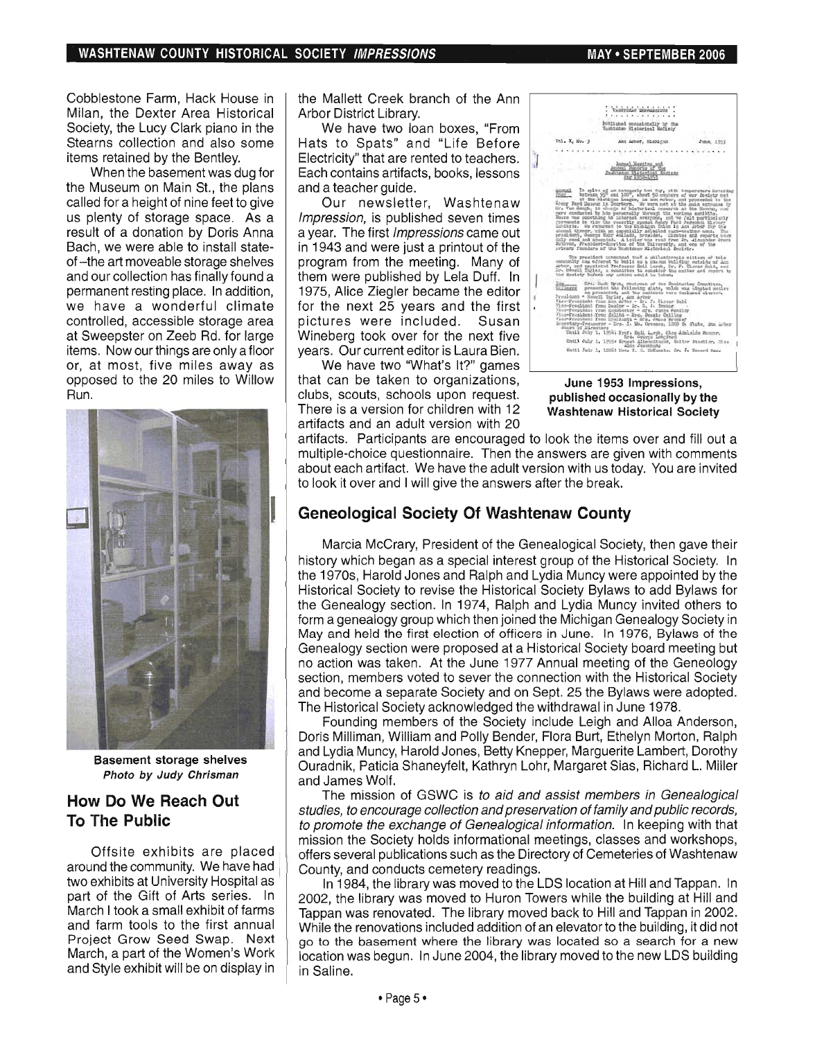Cobblestone Farm, Hack House in Milan, the Dexter Area Historical Society, the Lucy Clark piano in the Stearns collection and also some items retained by the Bentley.

When the basement was dug for the Museum on Main St., the plans called for a height of nine feet to give us plenty of storage space. As a result of a donation by Doris Anna Bach, we were able to install state-of-the art moveable storage shelves and our collection has finally found a permanent resting place. In addition, we have a wonderful climate controlled, accessible storage area at Sweepster on Zeeb Rd. for large items. Now our things are only a floor or, at most, five miles away as opposed to the 20 miles to Willow Run.

**Basement storage shelves**
*Photo by Judy Chrisman*

## How Do We Reach Out To The Public

Offsite exhibits are placed around the community. We have had two exhibits at University Hospital as part of the Gift of Arts series. In March I took a small exhibit of farms and farm tools to the first annual Project Grow Seed Swap. Next March, a part of the Women's Work and Style exhibit will be on display in the Mallett Creek branch of the Ann Arbor District Library.

We have two loan boxes, "From Hats to Spats" and "Life Before Electricity" that are rented to teachers. Each contains artifacts, books, lessons and a teacher guide.

Our newsletter, Washtenaw *Impression*, is published seven times a year. The first *Impressions* came out in 1943 and were just a printout of the program from the meeting. Many of them were published by Lela Duff. In 1975, Alice Ziegler became the editor for the next 25 years and the first pictures were included. Susan Wineberg took over for the next five years. Our current editor is Laura Bien.

We have two "What's It?" games that can be taken to organizations, clubs, scouts, schools upon request. There is a version for children with 12 artifacts and an adult version with 20 artifacts. Participants are encouraged to look the items over and fill out a multiple-choice questionnaire. Then the answers are given with comments about each artifact. We have the adult version with us today. You are invited to look it over and I will give the answers after the break.

**June 1953 Impressions, published occasionally by the Washtenaw Historical Society**

## Geneological Society Of Washtenaw County

Marcia McCrary, President of the Genealogical Society, then gave their history which began as a special interest group of the Historical Society. In the 1970s, Harold Jones and Ralph and Lydia Muncy were appointed by the Historical Society to revise the Historical Society Bylaws to add Bylaws for the Genealogy section. In 1974, Ralph and Lydia Muncy invited others to form a genealogy group which then joined the Michigan Genealogy Society in May and held the first election of officers in June. In 1976, Bylaws of the Genealogy section were proposed at a Historical Society board meeting but no action was taken. At the June 1977 Annual meeting of the Geneology section, members voted to sever the connection with the Historical Society and become a separate Society and on Sept. 25 the Bylaws were adopted. The Historical Society acknowledged the withdrawal in June 1978.

Founding members of the Society include Leigh and Alloa Anderson, Doris Milliman, William and Polly Bender, Flora Burt, Ethelyn Morton, Ralph and Lydia Muncy, Harold Jones, Betty Knepper, Marguerite Lambert, Dorothy Ouradnik, Paticia Shaneyfelt, Kathryn Lohr, Margaret Sias, Richard L. Miller and James Wolf.

The mission of GSWC is *to aid and assist members in Genealogical studies, to encourage collection and preservation of family and public records, to promote the exchange of Genealogical information.* In keeping with that mission the Society holds informational meetings, classes and workshops, offers several publications such as the Directory of Cemeteries of Washtenaw County, and conducts cemetery readings.

In 1984, the library was moved to the LDS location at Hill and Tappan. In 2002, the library was moved to Huron Towers while the building at Hill and Tappan was renovated. The library moved back to Hill and Tappan in 2002. While the renovations included addition of an elevator to the building, it did not go to the basement where the library was located so a search for a new location was begun. In June 2004, the library moved to the new LDS building in Saline.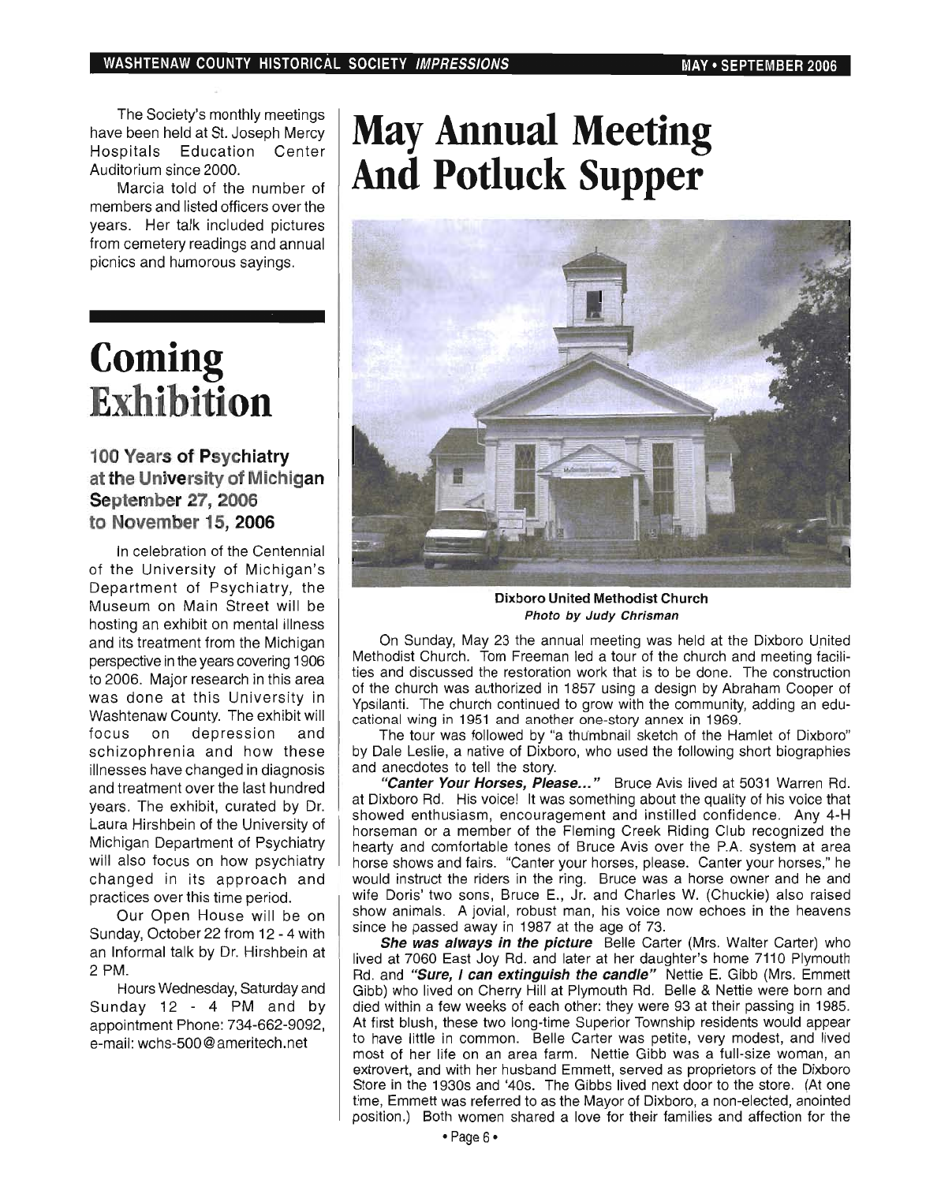The Society's monthly meetings have been held at St. Joseph Mercy Hospitals Education Center Auditorium since 2000.

Marcia told of the number of members and listed officers over the years. Her talk included pictures from cemetery readings and annual picnics and humorous sayings.

# Coming Exhibition

### 100 Years of Psychiatry at the University of Michigan September 27, 2006 to November 15, 2006

In celebration of the Centennial of the University of Michigan's Department of Psychiatry, the Museum on Main Street will be hosting an exhibit on mental illness and its treatment from the Michigan perspective in the years covering 1906 to 2006. Major research in this area was done at this University in Washtenaw County. The exhibit will focus on depression and schizophrenia and how these illnesses have changed in diagnosis and treatment over the last hundred years. The exhibit, curated by Dr. Laura Hirshbein of the University of Michigan Department of Psychiatry will also focus on how psychiatry changed in its approach and practices over this time period.

Our Open House will be on Sunday, October 22 from 12 - 4 with an Informal talk by Dr. Hirshbein at 2 PM.

Hours Wednesday, Saturday and Sunday 12 - 4 PM and by appointment Phone: 734-662-9092, e-mail: wchs-500@ameritech.net

# May Annual Meeting And Potluck Supper

**Dixboro United Methodist Church**
***Photo by Judy Chrisman***

On Sunday, May 23 the annual meeting was held at the Dixboro United Methodist Church. Tom Freeman led a tour of the church and meeting facilities and discussed the restoration work that is to be done. The construction of the church was authorized in 1857 using a design by Abraham Cooper of Ypsilanti. The church continued to grow with the community, adding an educational wing in 1951 and another one-story annex in 1969.

The tour was followed by "a thumbnail sketch of the Hamlet of Dixboro" by Dale Leslie, a native of Dixboro, who used the following short biographies and anecdotes to tell the story.

***"Canter Your Horses, Please..."*** Bruce Avis lived at 5031 Warren Rd. at Dixboro Rd. His voice! It was something about the quality of his voice that showed enthusiasm, encouragement and instilled confidence. Any 4-H horseman or a member of the Fleming Creek Riding Club recognized the hearty and comfortable tones of Bruce Avis over the P.A. system at area horse shows and fairs. "Canter your horses, please. Canter your horses," he would instruct the riders in the ring. Bruce was a horse owner and he and wife Doris' two sons, Bruce E., Jr. and Charles W. (Chuckie) also raised show animals. A jovial, robust man, his voice now echoes in the heavens since he passed away in 1987 at the age of 73.

***She was always in the picture*** Belle Carter (Mrs. Walter Carter) who lived at 7060 East Joy Rd. and later at her daughter's home 7110 Plymouth Rd. and ***"Sure, I can extinguish the candle"*** Nettie E. Gibb (Mrs. Emmett Gibb) who lived on Cherry Hill at Plymouth Rd. Belle & Nettie were born and died within a few weeks of each other: they were 93 at their passing in 1985. At first blush, these two long-time Superior Township residents would appear to have little in common. Belle Carter was petite, very modest, and lived most of her life on an area farm. Nettie Gibb was a full-size woman, an extrovert, and with her husband Emmett, served as proprietors of the Dixboro Store in the 1930s and '40s. The Gibbs lived next door to the store. (At one time, Emmett was referred to as the Mayor of Dixboro, a non-elected, anointed position.) Both women shared a love for their families and affection for the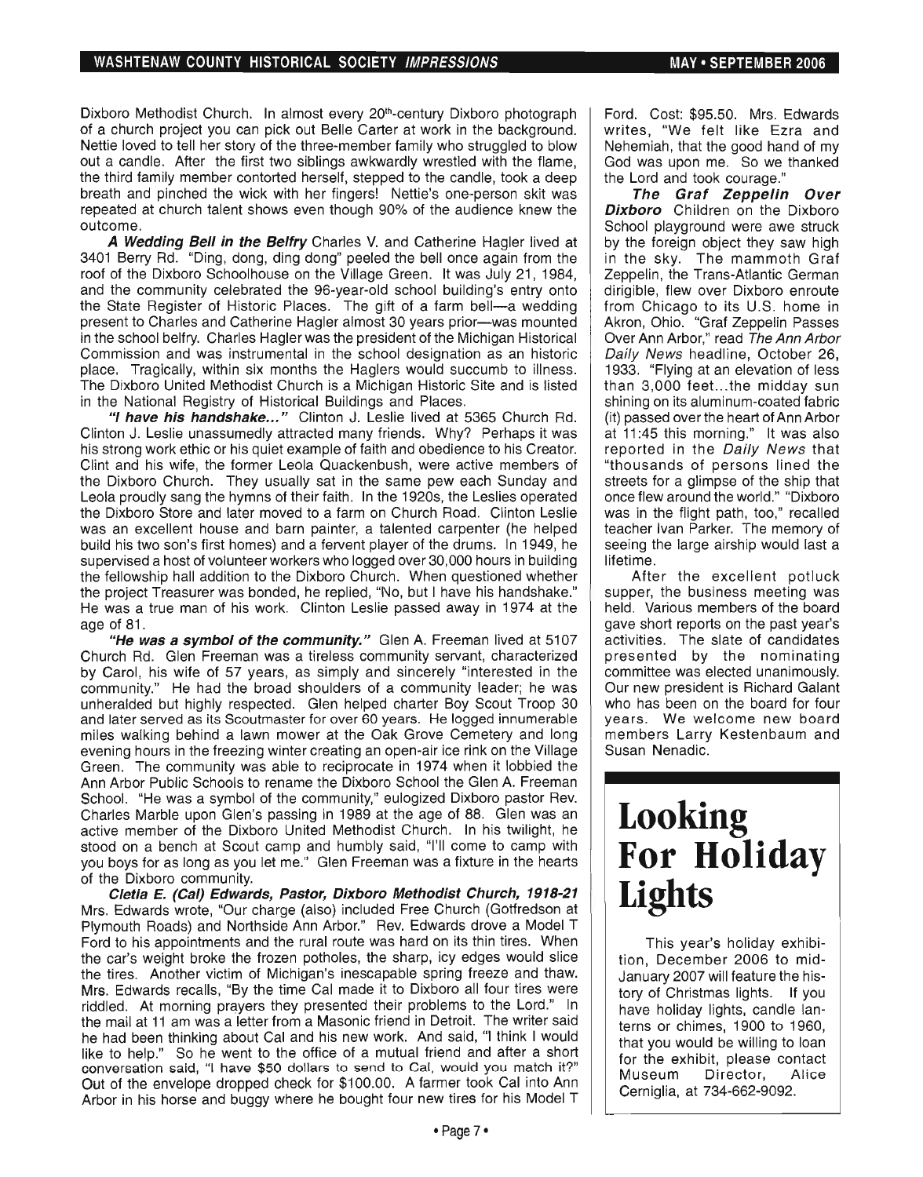Dixboro Methodist Church. In almost every 20th-century Dixboro photograph of a church project you can pick out Belle Carter at work in the background. Nettie loved to tell her story of the three-member family who struggled to blow out a candle. After the first two siblings awkwardly wrestled with the flame, the third family member contorted herself, stepped to the candle, took a deep breath and pinched the wick with her fingers! Nettie's one-person skit was repeated at church talent shows even though 90% of the audience knew the outcome.

***A Wedding Bell in the Belfry*** Charles V. and Catherine Hagler lived at 3401 Berry Rd. "Ding, dong, ding dong" peeled the bell once again from the roof of the Dixboro Schoolhouse on the Village Green. It was July 21, 1984, and the community celebrated the 96-year-old school building's entry onto the State Register of Historic Places. The gift of a farm bell—a wedding present to Charles and Catherine Hagler almost 30 years prior—was mounted in the school belfry. Charles Hagler was the president of the Michigan Historical Commission and was instrumental in the school designation as an historic place. Tragically, within six months the Haglers would succumb to illness. The Dixboro United Methodist Church is a Michigan Historic Site and is listed in the National Registry of Historical Buildings and Places.

***"I have his handshake..."*** Clinton J. Leslie lived at 5365 Church Rd. Clinton J. Leslie unassumedly attracted many friends. Why? Perhaps it was his strong work ethic or his quiet example of faith and obedience to his Creator. Clint and his wife, the former Leola Quackenbush, were active members of the Dixboro Church. They usually sat in the same pew each Sunday and Leola proudly sang the hymns of their faith. In the 1920s, the Leslies operated the Dixboro Store and later moved to a farm on Church Road. Clinton Leslie was an excellent house and barn painter, a talented carpenter (he helped build his two son's first homes) and a fervent player of the drums. In 1949, he supervised a host of volunteer workers who logged over 30,000 hours in building the fellowship hall addition to the Dixboro Church. When questioned whether the project Treasurer was bonded, he replied, "No, but I have his handshake." He was a true man of his work. Clinton Leslie passed away in 1974 at the age of 81.

***"He was a symbol of the community."*** Glen A. Freeman lived at 5107 Church Rd. Glen Freeman was a tireless community servant, characterized by Carol, his wife of 57 years, as simply and sincerely "interested in the community." He had the broad shoulders of a community leader; he was unheralded but highly respected. Glen helped charter Boy Scout Troop 30 and later served as its Scoutmaster for over 60 years. He logged innumerable miles walking behind a lawn mower at the Oak Grove Cemetery and long evening hours in the freezing winter creating an open-air ice rink on the Village Green. The community was able to reciprocate in 1974 when it lobbied the Ann Arbor Public Schools to rename the Dixboro School the Glen A. Freeman School. "He was a symbol of the community," eulogized Dixboro pastor Rev. Charles Marble upon Glen's passing in 1989 at the age of 88. Glen was an active member of the Dixboro United Methodist Church. In his twilight, he stood on a bench at Scout camp and humbly said, "I'll come to camp with you boys for as long as you let me." Glen Freeman was a fixture in the hearts of the Dixboro community.

***Cletia E. (Cal) Edwards, Pastor, Dixboro Methodist Church, 1918-21*** Mrs. Edwards wrote, "Our charge (also) included Free Church (Gotfredson at Plymouth Roads) and Northside Ann Arbor." Rev. Edwards drove a Model T Ford to his appointments and the rural route was hard on its thin tires. When the car's weight broke the frozen potholes, the sharp, icy edges would slice the tires. Another victim of Michigan's inescapable spring freeze and thaw. Mrs. Edwards recalls, "By the time Cal made it to Dixboro all four tires were riddled. At morning prayers they presented their problems to the Lord." In the mail at 11 am was a letter from a Masonic friend in Detroit. The writer said he had been thinking about Cal and his new work. And said, "I think I would like to help." So he went to the office of a mutual friend and after a short conversation said, "I have $50 dollars to send to Cal, would you match it?" Out of the envelope dropped check for $100.00. A farmer took Cal into Ann Arbor in his horse and buggy where he bought four new tires for his Model T Ford. Cost: $95.50. Mrs. Edwards writes, "We felt like Ezra and Nehemiah, that the good hand of my God was upon me. So we thanked the Lord and took courage."

***The Graf Zeppelin Over Dixboro*** Children on the Dixboro School playground were awe struck by the foreign object they saw high in the sky. The mammoth Graf Zeppelin, the Trans-Atlantic German dirigible, flew over Dixboro enroute from Chicago to its U.S. home in Akron, Ohio. "Graf Zeppelin Passes Over Ann Arbor," read *The Ann Arbor Daily News* headline, October 26, 1933. "Flying at an elevation of less than 3,000 feet...the midday sun shining on its aluminum-coated fabric (it) passed over the heart of Ann Arbor at 11:45 this morning." It was also reported in the *Daily News* that "thousands of persons lined the streets for a glimpse of the ship that once flew around the world." "Dixboro was in the flight path, too," recalled teacher Ivan Parker. The memory of seeing the large airship would last a lifetime.

After the excellent potluck supper, the business meeting was held. Various members of the board gave short reports on the past year's activities. The slate of candidates presented by the nominating committee was elected unanimously. Our new president is Richard Galant who has been on the board for four years. We welcome new board members Larry Kestenbaum and Susan Nenadic.

# Looking For Holiday Lights

This year's holiday exhibition, December 2006 to mid-January 2007 will feature the history of Christmas lights. If you have holiday lights, candle lanterns or chimes, 1900 to 1960, that you would be willing to loan for the exhibit, please contact Museum Director, Alice Cerniglia, at 734-662-9092.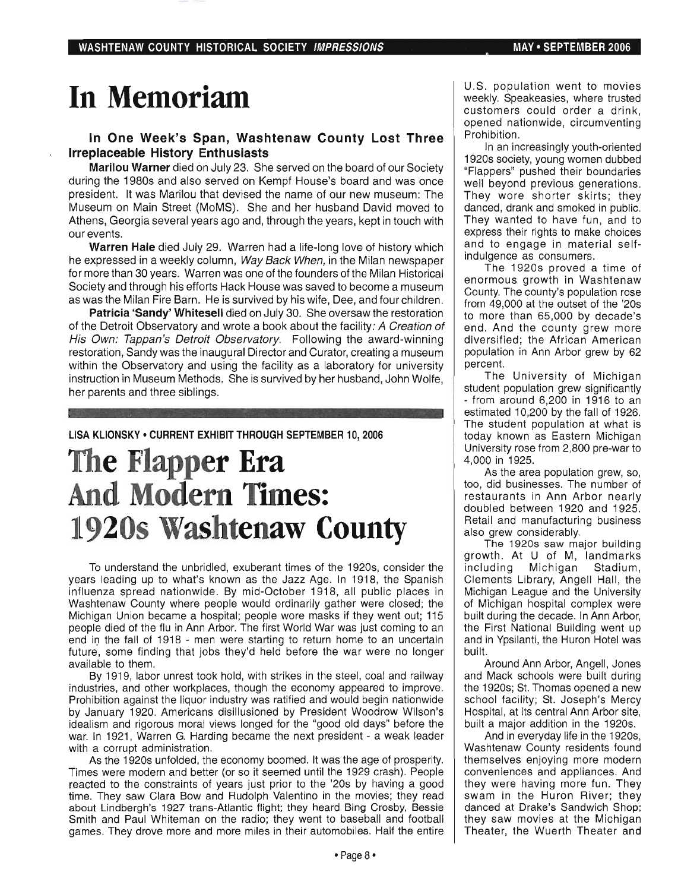# In Memoriam

### In One Week's Span, Washtenaw County Lost Three Irreplaceable History Enthusiasts

**Marilou Warner** died on July 23. She served on the board of our Society during the 1980s and also served on Kempf House's board and was once president. It was Marilou that devised the name of our new museum: The Museum on Main Street (MoMS). She and her husband David moved to Athens, Georgia several years ago and, through the years, kept in touch with our events.

**Warren Hale** died July 29. Warren had a life-long love of history which he expressed in a weekly column, *Way Back When,* in the Milan newspaper for more than 30 years. Warren was one of the founders of the Milan Historical Society and through his efforts Hack House was saved to become a museum as was the Milan Fire Barn. He is survived by his wife, Dee, and four children.

**Patricia 'Sandy' Whitesell** died on July 30. She oversaw the restoration of the Detroit Observatory and wrote a book about the facility: *A Creation of His Own: Tappan's Detroit Observatory.* Following the award-winning restoration, Sandy was the inaugural Director and Curator, creating a museum within the Observatory and using the facility as a laboratory for university instruction in Museum Methods. She is survived by her husband, John Wolfe, her parents and three siblings.

---

LISA KLIONSKY • CURRENT EXHIBIT THROUGH SEPTEMBER 10, 2006

# The Flapper Era And Modern Times: 1920s Washtenaw County

To understand the unbridled, exuberant times of the 1920s, consider the years leading up to what's known as the Jazz Age. In 1918, the Spanish influenza spread nationwide. By mid-October 1918, all public places in Washtenaw County where people would ordinarily gather were closed; the Michigan Union became a hospital; people wore masks if they went out; 115 people died of the flu in Ann Arbor. The first World War was just coming to an end in the fall of 1918 - men were starting to return home to an uncertain future, some finding that jobs they'd held before the war were no longer available to them.

By 1919, labor unrest took hold, with strikes in the steel, coal and railway industries, and other workplaces, though the economy appeared to improve. Prohibition against the liquor industry was ratified and would begin nationwide by January 1920. Americans disillusioned by President Woodrow Wilson's idealism and rigorous moral views longed for the "good old days" before the war. In 1921, Warren G. Harding became the next president - a weak leader with a corrupt administration.

As the 1920s unfolded, the economy boomed. It was the age of prosperity. Times were modern and better (or so it seemed until the 1929 crash). People reacted to the constraints of years just prior to the '20s by having a good time. They saw Clara Bow and Rudolph Valentino in the movies; they read about Lindbergh's 1927 trans-Atlantic flight; they heard Bing Crosby, Bessie Smith and Paul Whiteman on the radio; they went to baseball and football games. They drove more and more miles in their automobiles. Half the entire U.S. population went to movies weekly. Speakeasies, where trusted customers could order a drink, opened nationwide, circumventing Prohibition.

In an increasingly youth-oriented 1920s society, young women dubbed "Flappers" pushed their boundaries well beyond previous generations. They wore shorter skirts; they danced, drank and smoked in public. They wanted to have fun, and to express their rights to make choices and to engage in material self-indulgence as consumers.

The 1920s proved a time of enormous growth in Washtenaw County. The county's population rose from 49,000 at the outset of the '20s to more than 65,000 by decade's end. And the county grew more diversified; the African American population in Ann Arbor grew by 62 percent.

The University of Michigan student population grew significantly - from around 6,200 in 1916 to an estimated 10,200 by the fall of 1926. The student population at what is today known as Eastern Michigan University rose from 2,800 pre-war to 4,000 in 1925.

As the area population grew, so, too, did businesses. The number of restaurants in Ann Arbor nearly doubled between 1920 and 1925. Retail and manufacturing business also grew considerably.

The 1920s saw major building growth. At U of M, landmarks including Michigan Stadium, Clements Library, Angell Hall, the Michigan League and the University of Michigan hospital complex were built during the decade. In Ann Arbor, the First National Building went up and in Ypsilanti, the Huron Hotel was built.

Around Ann Arbor, Angell, Jones and Mack schools were built during the 1920s; St. Thomas opened a new school facility; St. Joseph's Mercy Hospital, at its central Ann Arbor site, built a major addition in the 1920s.

And in everyday life in the 1920s, Washtenaw County residents found themselves enjoying more modern conveniences and appliances. And they were having more fun. They swam in the Huron River; they danced at Drake's Sandwich Shop; they saw movies at the Michigan Theater, the Wuerth Theater and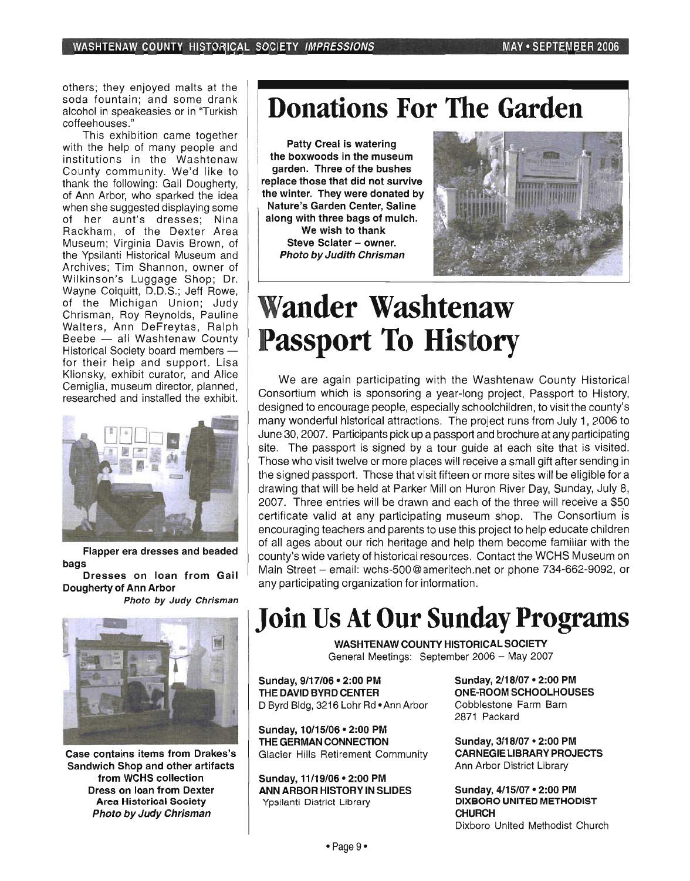others; they enjoyed malts at the soda fountain; and some drank alcohol in speakeasies or in "Turkish coffeehouses."

This exhibition came together with the help of many people and institutions in the Washtenaw County community. We'd like to thank the following: Gail Dougherty, of Ann Arbor, who sparked the idea when she suggested displaying some of her aunt's dresses; Nina Rackham, of the Dexter Area Museum; Virginia Davis Brown, of the Ypsilanti Historical Museum and Archives; Tim Shannon, owner of Wilkinson's Luggage Shop; Dr. Wayne Colquitt, D.D.S.; Jeff Rowe, of the Michigan Union; Judy Chrisman, Roy Reynolds, Pauline Walters, Ann DeFreytas, Ralph Beebe — all Washtenaw County Historical Society board members — for their help and support. Lisa Klionsky, exhibit curator, and Alice Cerniglia, museum director, planned, researched and installed the exhibit.

**Flapper era dresses and beaded bags**

**Dresses on loan from Gail Dougherty of Ann Arbor**

***Photo by Judy Chrisman***

**Case contains items from Drakes's Sandwich Shop and other artifacts from WCHS collection**

**Dress on loan from Dexter Area Historical Society**

***Photo by Judy Chrisman***

# Donations For The Garden

**Patty Creal is watering the boxwoods in the museum garden. Three of the bushes replace those that did not survive the winter. They were donated by Nature's Garden Center, Saline along with three bags of mulch.**

**We wish to thank Steve Sclater – owner.**

***Photo by Judith Chrisman***

# Wander Washtenaw Passport To History

We are again participating with the Washtenaw County Historical Consortium which is sponsoring a year-long project, Passport to History, designed to encourage people, especially schoolchildren, to visit the county's many wonderful historical attractions. The project runs from July 1, 2006 to June 30, 2007. Participants pick up a passport and brochure at any participating site. The passport is signed by a tour guide at each site that is visited. Those who visit twelve or more places will receive a small gift after sending in the signed passport. Those that visit fifteen or more sites will be eligible for a drawing that will be held at Parker Mill on Huron River Day, Sunday, July 8, 2007. Three entries will be drawn and each of the three will receive a $50 certificate valid at any participating museum shop. The Consortium is encouraging teachers and parents to use this project to help educate children of all ages about our rich heritage and help them become familiar with the county's wide variety of historical resources. Contact the WCHS Museum on Main Street – email: wchs-500@ameritech.net or phone 734-662-9092, or any participating organization for information.

# Join Us At Our Sunday Programs

**WASHTENAW COUNTY HISTORICAL SOCIETY**

General Meetings: September 2006 – May 2007

**Sunday, 9/17/06 • 2:00 PM**
**THE DAVID BYRD CENTER**
D Byrd Bldg, 3216 Lohr Rd • Ann Arbor

**Sunday, 10/15/06 • 2:00 PM**
**THE GERMAN CONNECTION**
Glacier Hills Retirement Community

**Sunday, 11/19/06 • 2:00 PM**
**ANN ARBOR HISTORY IN SLIDES**
Ypsilanti District Library

**Sunday, 2/18/07 • 2:00 PM**
**ONE-ROOM SCHOOLHOUSES**
Cobblestone Farm Barn
2871 Packard

**Sunday, 3/18/07 • 2:00 PM**
**CARNEGIE LIBRARY PROJECTS**
Ann Arbor District Library

**Sunday, 4/15/07 • 2:00 PM**
**DIXBORO UNITED METHODIST CHURCH**
Dixboro United Methodist Church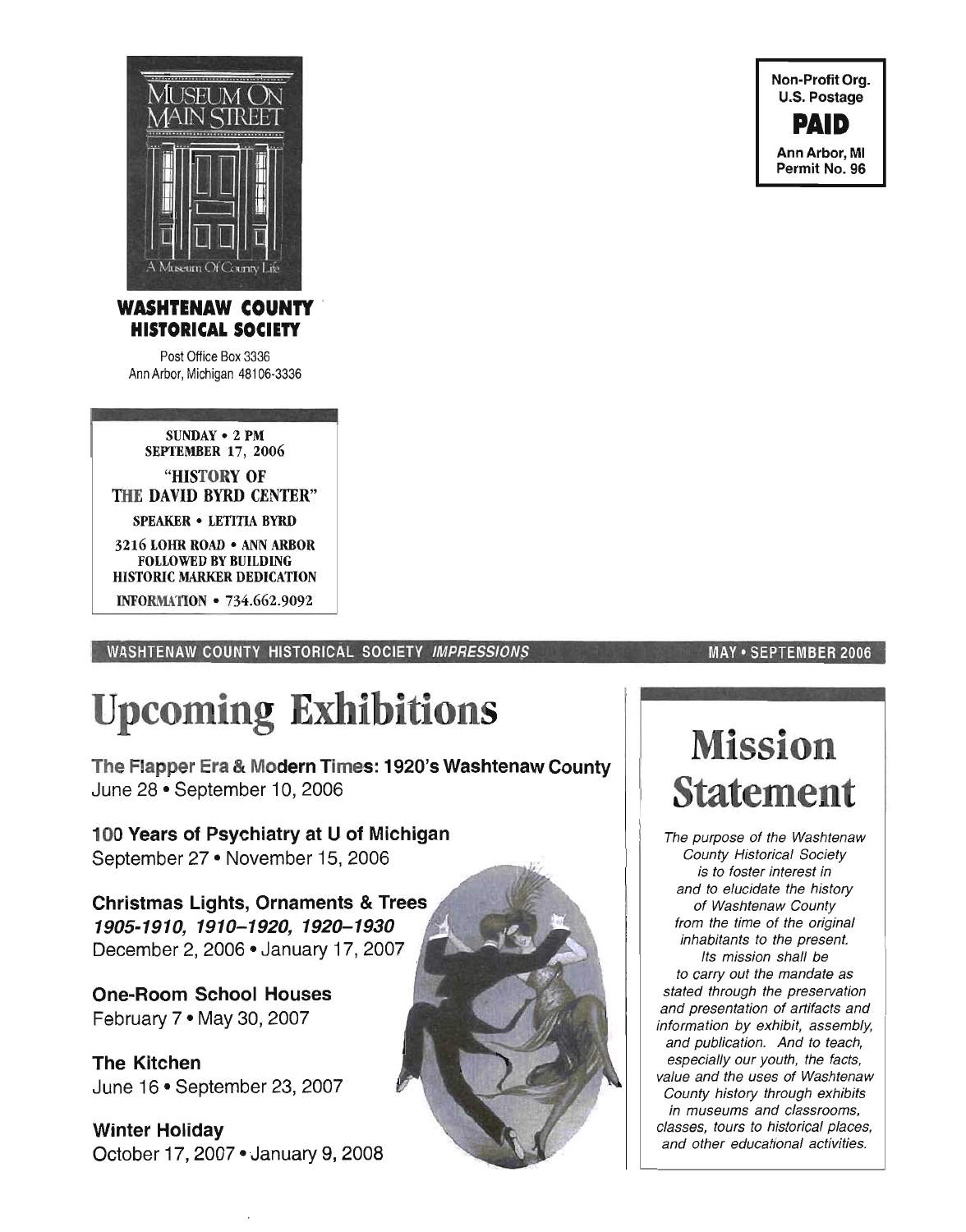MUSEUM ON MAIN STREET

A Museum Of County Life

**WASHTENAW COUNTY HISTORICAL SOCIETY**

Post Office Box 3336
Ann Arbor, Michigan 48106-3336

Non-Profit Org.
U.S. Postage
**PAID**
Ann Arbor, MI
Permit No. 96

SUNDAY • 2 PM
SEPTEMBER 17, 2006

"HISTORY OF THE DAVID BYRD CENTER"

SPEAKER • LETITIA BYRD

3216 LOHR ROAD • ANN ARBOR
FOLLOWED BY BUILDING HISTORIC MARKER DEDICATION

INFORMATION • 734.662.9092

WASHTENAW COUNTY HISTORICAL SOCIETY *IMPRESSIONS* MAY • SEPTEMBER 2006

# Upcoming Exhibitions

**The Flapper Era & Modern Times: 1920's Washtenaw County**
June 28 • September 10, 2006

**100 Years of Psychiatry at U of Michigan**
September 27 • November 15, 2006

**Christmas Lights, Ornaments & Trees**
***1905-1910, 1910–1920, 1920–1930***
December 2, 2006 • January 17, 2007

**One-Room School Houses**
February 7 • May 30, 2007

**The Kitchen**
June 16 • September 23, 2007

**Winter Holiday**
October 17, 2007 • January 9, 2008

# Mission Statement

*The purpose of the Washtenaw County Historical Society is to foster interest in and to elucidate the history of Washtenaw County from the time of the original inhabitants to the present. Its mission shall be to carry out the mandate as stated through the preservation and presentation of artifacts and information by exhibit, assembly, and publication. And to teach, especially our youth, the facts, value and the uses of Washtenaw County history through exhibits in museums and classrooms, classes, tours to historical places, and other educational activities.*